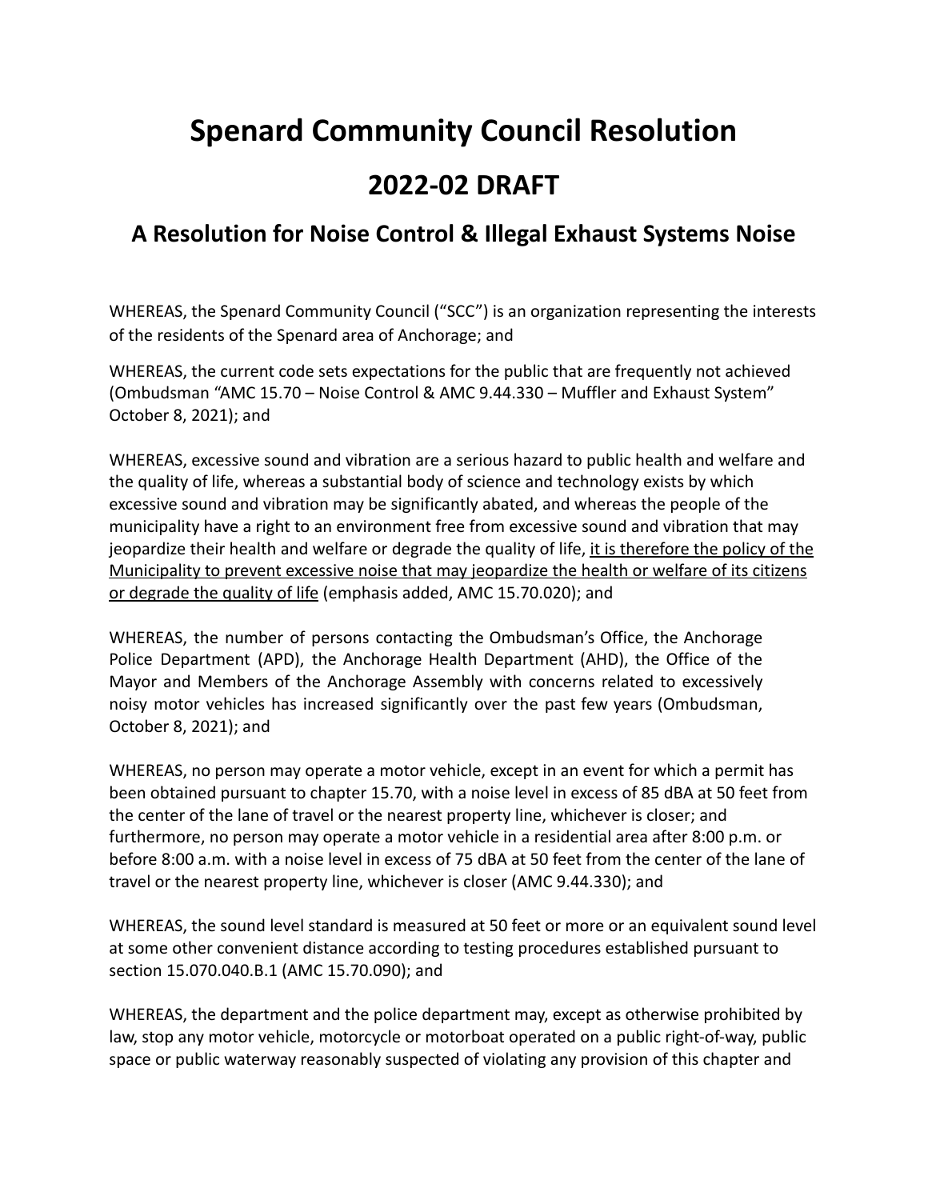# Spenard Community Council Resolution

## 2022-02 DRAFT

### A Resolution for Noise Control & Illegal Exhaust Systems Noise

WHEREAS, the Spenard Community Council ("SCC") is an organization representing the interests of the residents of the Spenard area of Anchorage; and

WHEREAS, the current code sets expectations for the public that are frequently not achieved (Ombudsman "AMC 15.70 – Noise Control & AMC 9.44.330 – Muffler and Exhaust System" October 8, 2021); and

WHEREAS, excessive sound and vibration are a serious hazard to public health and welfare and the quality of life, whereas a substantial body of science and technology exists by which excessive sound and vibration may be significantly abated, and whereas the people of the municipality have a right to an environment free from excessive sound and vibration that may jeopardize their health and welfare or degrade the quality of life, <u>it is therefore the policy of the Municipality to prevent excessive noise that may jeopardize the health or welfare of its citizens or degrade the quality of life</u> (emphasis added, AMC 15.70.020); and

WHEREAS, the number of persons contacting the Ombudsman's Office, the Anchorage Police Department (APD), the Anchorage Health Department (AHD), the Office of the Mayor and Members of the Anchorage Assembly with concerns related to excessively noisy motor vehicles has increased significantly over the past few years (Ombudsman, October 8, 2021); and

WHEREAS, no person may operate a motor vehicle, except in an event for which a permit has been obtained pursuant to chapter 15.70, with a noise level in excess of 85 dBA at 50 feet from the center of the lane of travel or the nearest property line, whichever is closer; and furthermore, no person may operate a motor vehicle in a residential area after 8:00 p.m. or before 8:00 a.m. with a noise level in excess of 75 dBA at 50 feet from the center of the lane of travel or the nearest property line, whichever is closer (AMC 9.44.330); and

WHEREAS, the sound level standard is measured at 50 feet or more or an equivalent sound level at some other convenient distance according to testing procedures established pursuant to section 15.070.040.B.1 (AMC 15.70.090); and

WHEREAS, the department and the police department may, except as otherwise prohibited by law, stop any motor vehicle, motorcycle or motorboat operated on a public right-of-way, public space or public waterway reasonably suspected of violating any provision of this chapter and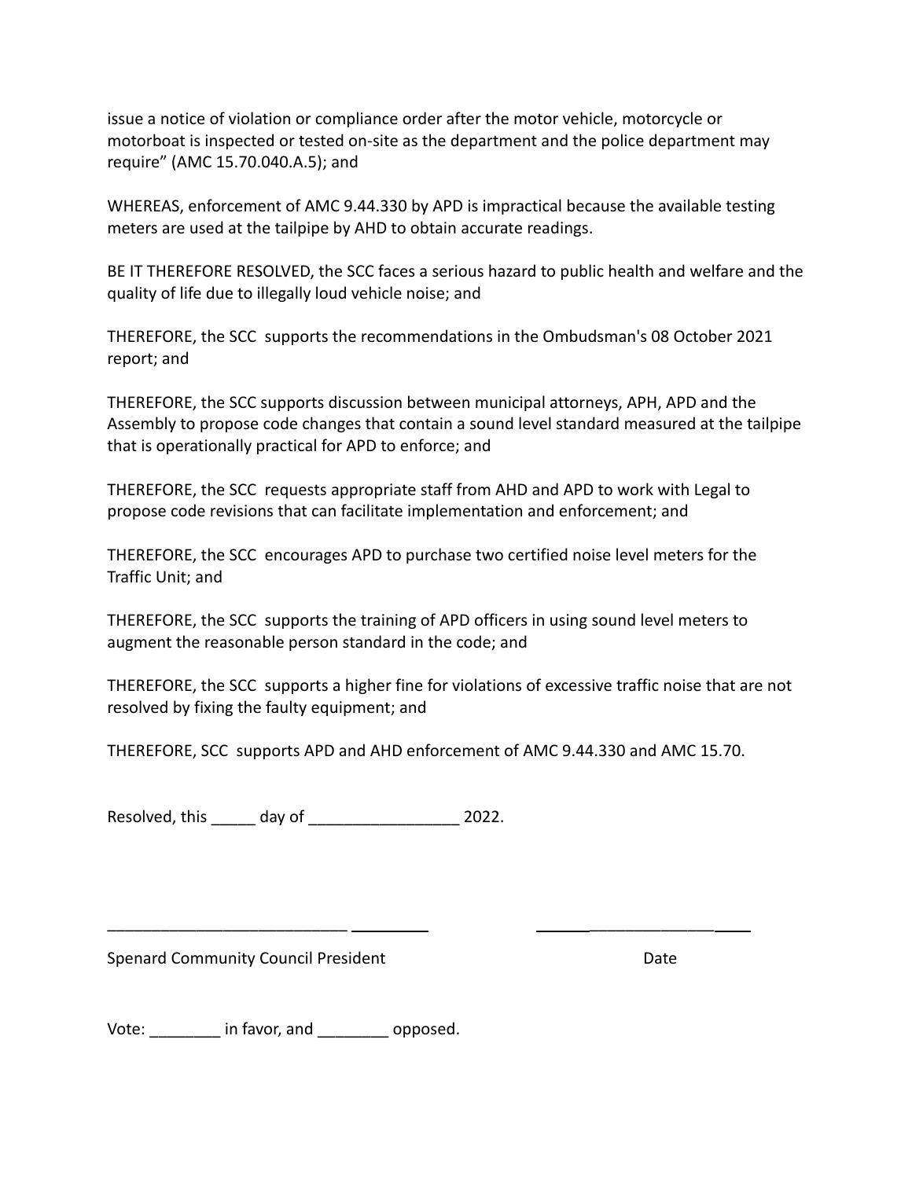issue a notice of violation or compliance order after the motor vehicle, motorcycle or motorboat is inspected or tested on-site as the department and the police department may require" (AMC 15.70.040.A.5); and

WHEREAS, enforcement of AMC 9.44.330 by APD is impractical because the available testing meters are used at the tailpipe by AHD to obtain accurate readings.

BE IT THEREFORE RESOLVED, the SCC faces a serious hazard to public health and welfare and the quality of life due to illegally loud vehicle noise; and

THEREFORE, the SCC supports the recommendations in the Ombudsman's 08 October 2021 report; and

THEREFORE, the SCC supports discussion between municipal attorneys, APH, APD and the Assembly to propose code changes that contain a sound level standard measured at the tailpipe that is operationally practical for APD to enforce; and

THEREFORE, the SCC requests appropriate staff from AHD and APD to work with Legal to propose code revisions that can facilitate implementation and enforcement; and

THEREFORE, the SCC encourages APD to purchase two certified noise level meters for the Traffic Unit; and

THEREFORE, the SCC supports the training of APD officers in using sound level meters to augment the reasonable person standard in the code; and

THEREFORE, the SCC supports a higher fine for violations of excessive traffic noise that are not resolved by fixing the faulty equipment; and

THEREFORE, SCC supports APD and AHD enforcement of AMC 9.44.330 and AMC 15.70.

Resolved, this _____ day of _________________ 2022.

____________________________________ ______________________

Spenard Community Council President Date

Vote: ________ in favor, and ________ opposed.